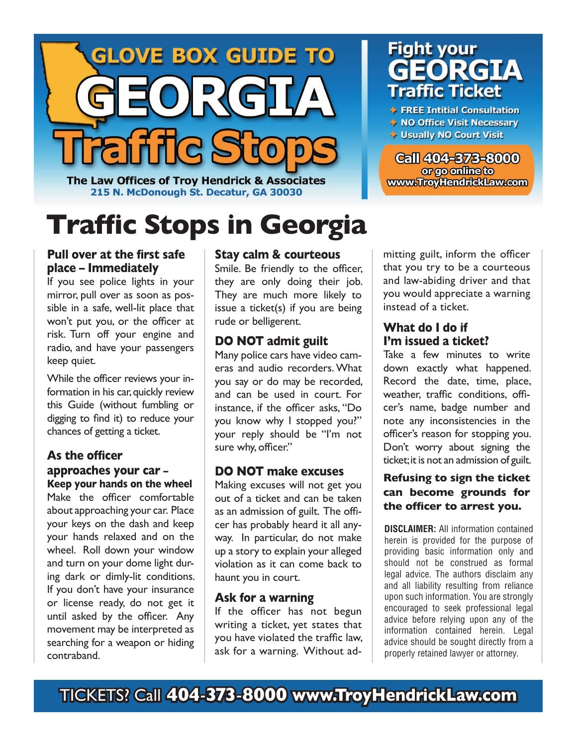# GLOVE BOX GUIDE TO GEORGIA Traffic Stops

**The Law Offices of Troy Hendrick & Associates**
215 N. McDonough St. Decatur, GA 30030

## Fight your GEORGIA Traffic Ticket

- FREE Intitial Consultation
- NO Office Visit Necessary
- Usually NO Court Visit

**Call 404-373-8000**
or go online to
www.TroyHendrickLaw.com

# Traffic Stops in Georgia

### Pull over at the first safe place – Immediately

If you see police lights in your mirror, pull over as soon as possible in a safe, well-lit place that won't put you, or the officer at risk. Turn off your engine and radio, and have your passengers keep quiet.

While the officer reviews your information in his car, quickly review this Guide (without fumbling or digging to find it) to reduce your chances of getting a ticket.

### As the officer approaches your car – Keep your hands on the wheel

Make the officer comfortable about approaching your car. Place your keys on the dash and keep your hands relaxed and on the wheel. Roll down your window and turn on your dome light during dark or dimly-lit conditions. If you don't have your insurance or license ready, do not get it until asked by the officer. Any movement may be interpreted as searching for a weapon or hiding contraband.

### Stay calm & courteous

Smile. Be friendly to the officer, they are only doing their job. They are much more likely to issue a ticket(s) if you are being rude or belligerent.

### DO NOT admit guilt

Many police cars have video cameras and audio recorders. What you say or do may be recorded, and can be used in court. For instance, if the officer asks, "Do you know why I stopped you?" your reply should be "I'm not sure why, officer."

### DO NOT make excuses

Making excuses will not get you out of a ticket and can be taken as an admission of guilt. The officer has probably heard it all anyway. In particular, do not make up a story to explain your alleged violation as it can come back to haunt you in court.

### Ask for a warning

If the officer has not begun writing a ticket, yet states that you have violated the traffic law, ask for a warning. Without admitting guilt, inform the officer that you try to be a courteous and law-abiding driver and that you would appreciate a warning instead of a ticket.

### What do I do if I'm issued a ticket?

Take a few minutes to write down exactly what happened. Record the date, time, place, weather, traffic conditions, officer's name, badge number and note any inconsistencies in the officer's reason for stopping you. Don't worry about signing the ticket; it is not an admission of guilt.

**Refusing to sign the ticket can become grounds for the officer to arrest you.**

**DISCLAIMER:** All information contained herein is provided for the purpose of providing basic information only and should not be construed as formal legal advice. The authors disclaim any and all liability resulting from reliance upon such information. You are strongly encouraged to seek professional legal advice before relying upon any of the information contained herein. Legal advice should be sought directly from a properly retained lawyer or attorney.

TICKETS? Call **404-373-8000 www.TroyHendrickLaw.com**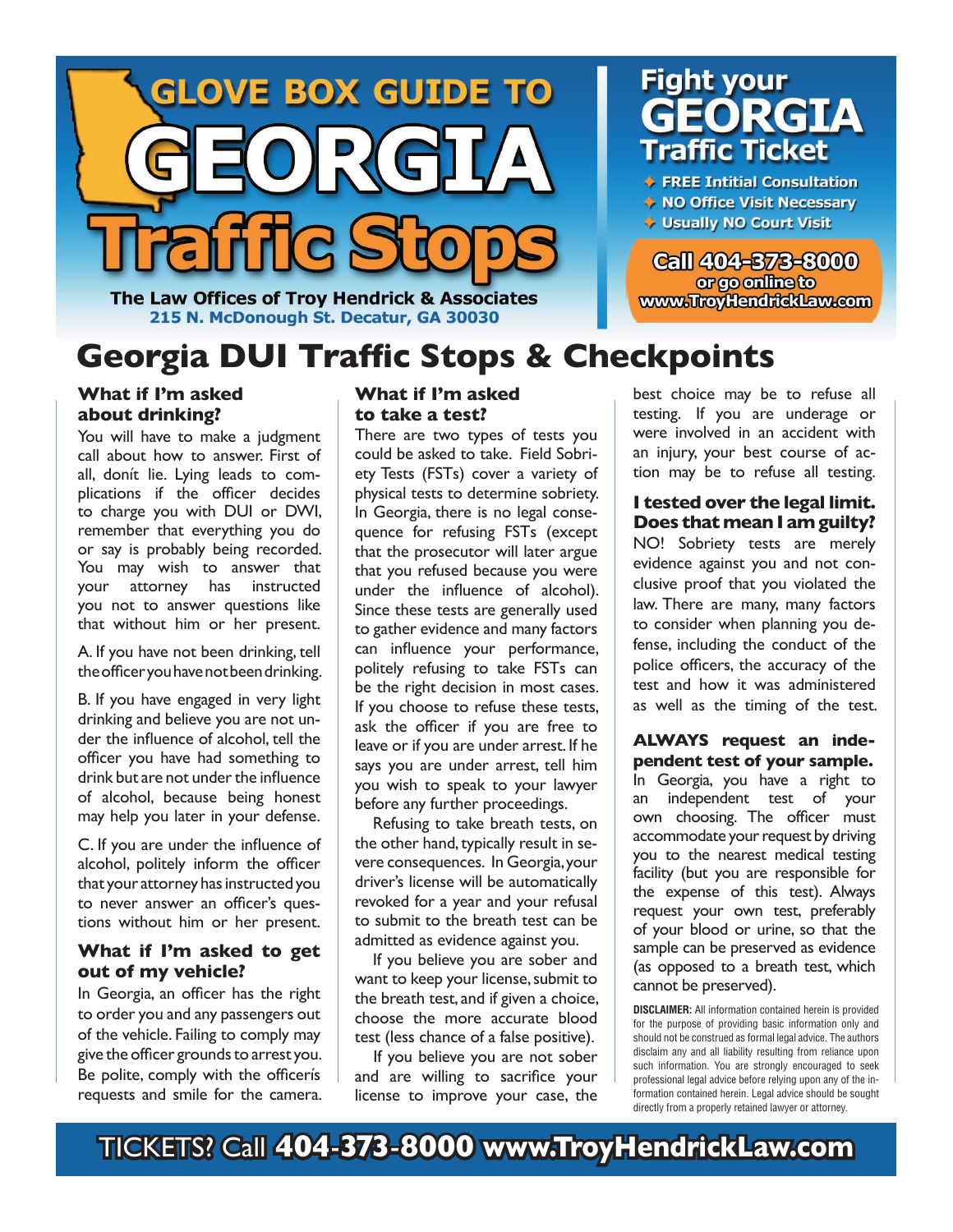# GLOVE BOX GUIDE TO GEORGIA Traffic Stops

**The Law Offices of Troy Hendrick & Associates**
215 N. McDonough St. Decatur, GA 30030

## Fight your GEORGIA Traffic Ticket

- FREE Intitial Consultation
- NO Office Visit Necessary
- Usually NO Court Visit

**Call 404-373-8000** or go online to **www.TroyHendrickLaw.com**

# Georgia DUI Traffic Stops & Checkpoints

### What if I'm asked about drinking?

You will have to make a judgment call about how to answer. First of all, donít lie. Lying leads to complications if the officer decides to charge you with DUI or DWI, remember that everything you do or say is probably being recorded. You may wish to answer that your attorney has instructed you not to answer questions like that without him or her present.

A. If you have not been drinking, tell the officer you have not been drinking.

B. If you have engaged in very light drinking and believe you are not under the influence of alcohol, tell the officer you have had something to drink but are not under the influence of alcohol, because being honest may help you later in your defense.

C. If you are under the influence of alcohol, politely inform the officer that your attorney has instructed you to never answer an officer's questions without him or her present.

### What if I'm asked to get out of my vehicle?

In Georgia, an officer has the right to order you and any passengers out of the vehicle. Failing to comply may give the officer grounds to arrest you. Be polite, comply with the officerís requests and smile for the camera.

### What if I'm asked to take a test?

There are two types of tests you could be asked to take. Field Sobriety Tests (FSTs) cover a variety of physical tests to determine sobriety. In Georgia, there is no legal consequence for refusing FSTs (except that the prosecutor will later argue that you refused because you were under the influence of alcohol). Since these tests are generally used to gather evidence and many factors can influence your performance, politely refusing to take FSTs can be the right decision in most cases. If you choose to refuse these tests, ask the officer if you are free to leave or if you are under arrest. If he says you are under arrest, tell him you wish to speak to your lawyer before any further proceedings.

Refusing to take breath tests, on the other hand, typically result in severe consequences. In Georgia, your driver's license will be automatically revoked for a year and your refusal to submit to the breath test can be admitted as evidence against you.

If you believe you are sober and want to keep your license, submit to the breath test, and if given a choice, choose the more accurate blood test (less chance of a false positive).

If you believe you are not sober and are willing to sacrifice your license to improve your case, the best choice may be to refuse all testing. If you are underage or were involved in an accident with an injury, your best course of action may be to refuse all testing.

### I tested over the legal limit. Does that mean I am guilty?

NO! Sobriety tests are merely evidence against you and not conclusive proof that you violated the law. There are many, many factors to consider when planning you defense, including the conduct of the police officers, the accuracy of the test and how it was administered as well as the timing of the test.

### ALWAYS request an independent test of your sample.

In Georgia, you have a right to an independent test of your own choosing. The officer must accommodate your request by driving you to the nearest medical testing facility (but you are responsible for the expense of this test). Always request your own test, preferably of your blood or urine, so that the sample can be preserved as evidence (as opposed to a breath test, which cannot be preserved).

**DISCLAIMER:** All information contained herein is provided for the purpose of providing basic information only and should not be construed as formal legal advice. The authors disclaim any and all liability resulting from reliance upon such information. You are strongly encouraged to seek professional legal advice before relying upon any of the information contained herein. Legal advice should be sought directly from a properly retained lawyer or attorney.

**TICKETS? Call 404-373-8000 www.TroyHendrickLaw.com**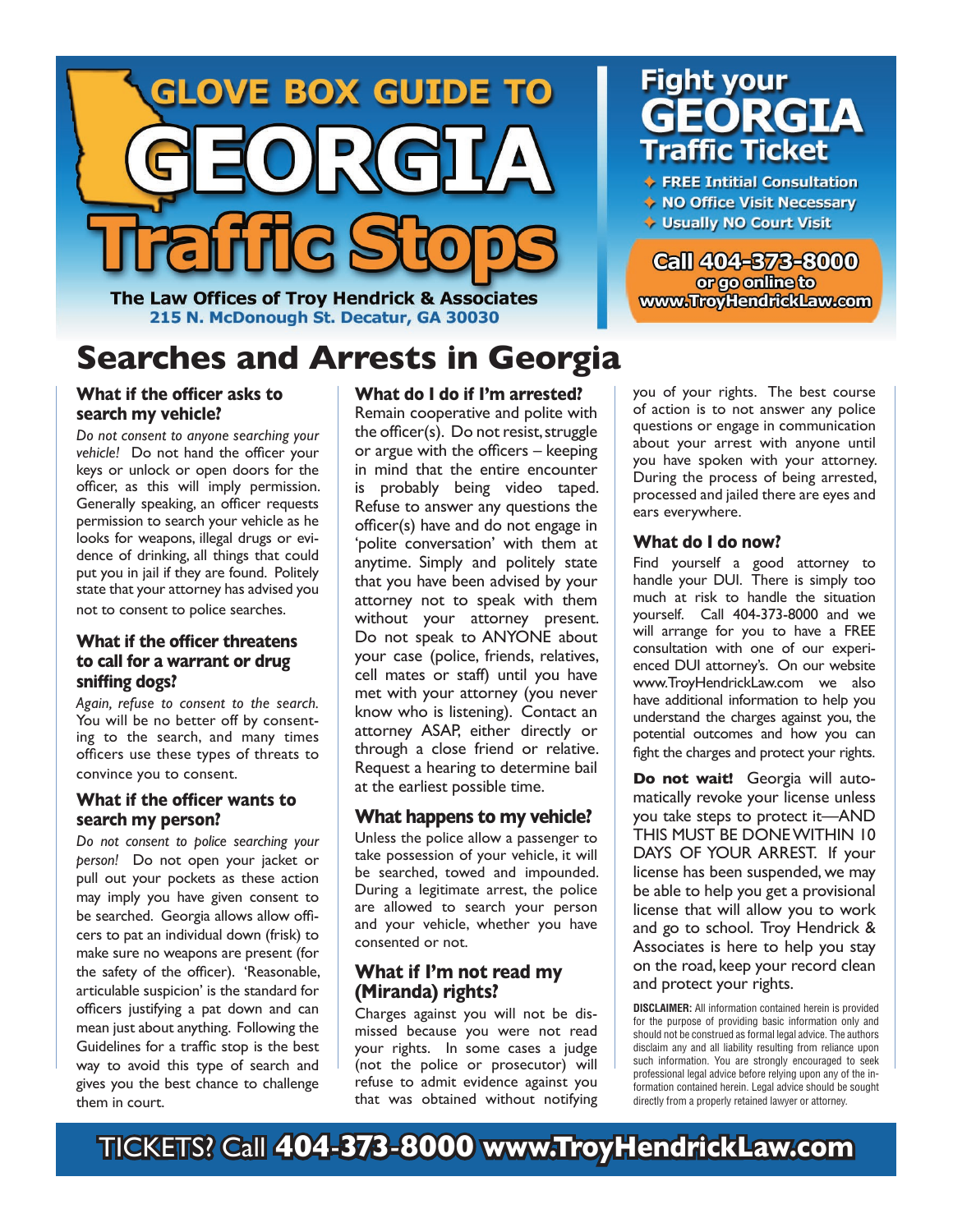# GLOVE BOX GUIDE TO GEORGIA Traffic Stops

**The Law Offices of Troy Hendrick & Associates**
215 N. McDonough St. Decatur, GA 30030

## Fight your GEORGIA Traffic Ticket

- FREE Intitial Consultation
- NO Office Visit Necessary
- Usually NO Court Visit

**Call 404-373-8000**
or go online to
www.TroyHendrickLaw.com

# Searches and Arrests in Georgia

### What if the officer asks to search my vehicle?

*Do not consent to anyone searching your vehicle!* Do not hand the officer your keys or unlock or open doors for the officer, as this will imply permission. Generally speaking, an officer requests permission to search your vehicle as he looks for weapons, illegal drugs or evidence of drinking, all things that could put you in jail if they are found. Politely state that your attorney has advised you not to consent to police searches.

### What if the officer threatens to call for a warrant or drug sniffing dogs?

*Again, refuse to consent to the search.* You will be no better off by consenting to the search, and many times officers use these types of threats to convince you to consent.

### What if the officer wants to search my person?

*Do not consent to police searching your person!* Do not open your jacket or pull out your pockets as these action may imply you have given consent to be searched. Georgia allows allow officers to pat an individual down (frisk) to make sure no weapons are present (for the safety of the officer). 'Reasonable, articulable suspicion' is the standard for officers justifying a pat down and can mean just about anything. Following the Guidelines for a traffic stop is the best way to avoid this type of search and gives you the best chance to challenge them in court.

### What do I do if I'm arrested?

Remain cooperative and polite with the officer(s). Do not resist, struggle or argue with the officers – keeping in mind that the entire encounter is probably being video taped. Refuse to answer any questions the officer(s) have and do not engage in 'polite conversation' with them at anytime. Simply and politely state that you have been advised by your attorney not to speak with them without your attorney present. Do not speak to ANYONE about your case (police, friends, relatives, cell mates or staff) until you have met with your attorney (you never know who is listening). Contact an attorney ASAP, either directly or through a close friend or relative. Request a hearing to determine bail at the earliest possible time.

### What happens to my vehicle?

Unless the police allow a passenger to take possession of your vehicle, it will be searched, towed and impounded. During a legitimate arrest, the police are allowed to search your person and your vehicle, whether you have consented or not.

### What if I'm not read my (Miranda) rights?

Charges against you will not be dismissed because you were not read your rights. In some cases a judge (not the police or prosecutor) will refuse to admit evidence against you that was obtained without notifying you of your rights. The best course of action is to not answer any police questions or engage in communication about your arrest with anyone until you have spoken with your attorney. During the process of being arrested, processed and jailed there are eyes and ears everywhere.

### What do I do now?

Find yourself a good attorney to handle your DUI. There is simply too much at risk to handle the situation yourself. Call 404-373-8000 and we will arrange for you to have a FREE consultation with one of our experienced DUI attorney's. On our website www.TroyHendrickLaw.com we also have additional information to help you understand the charges against you, the potential outcomes and how you can fight the charges and protect your rights.

**Do not wait!** Georgia will automatically revoke your license unless you take steps to protect it—AND THIS MUST BE DONE WITHIN 10 DAYS OF YOUR ARREST. If your license has been suspended, we may be able to help you get a provisional license that will allow you to work and go to school. Troy Hendrick & Associates is here to help you stay on the road, keep your record clean and protect your rights.

**DISCLAIMER:** All information contained herein is provided for the purpose of providing basic information only and should not be construed as formal legal advice. The authors disclaim any and all liability resulting from reliance upon such information. You are strongly encouraged to seek professional legal advice before relying upon any of the information contained herein. Legal advice should be sought directly from a properly retained lawyer or attorney.

TICKETS? Call **404-373-8000 www.TroyHendrickLaw.com**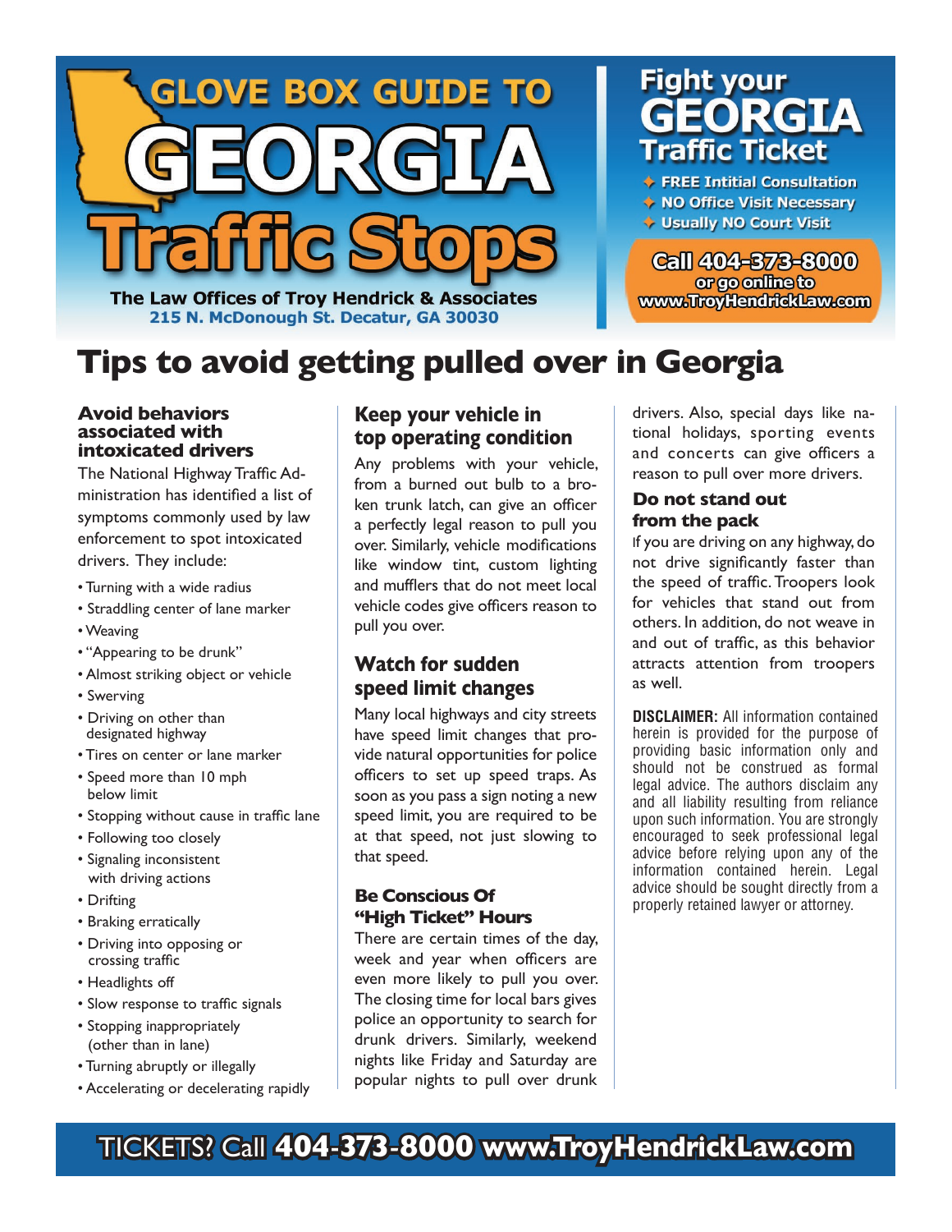# GLOVE BOX GUIDE TO GEORGIA Traffic Stops

**The Law Offices of Troy Hendrick & Associates**
215 N. McDonough St. Decatur, GA 30030

## Fight your GEORGIA Traffic Ticket

- FREE Intitial Consultation
- NO Office Visit Necessary
- Usually NO Court Visit

**Call 404-373-8000** or go online to **www.TroyHendrickLaw.com**

# Tips to avoid getting pulled over in Georgia

### Avoid behaviors associated with intoxicated drivers

The National Highway Traffic Administration has identified a list of symptoms commonly used by law enforcement to spot intoxicated drivers. They include:

- Turning with a wide radius
- Straddling center of lane marker
- Weaving
- "Appearing to be drunk"
- Almost striking object or vehicle
- Swerving
- Driving on other than designated highway
- Tires on center or lane marker
- Speed more than 10 mph below limit
- Stopping without cause in traffic lane
- Following too closely
- Signaling inconsistent with driving actions
- Drifting
- Braking erratically
- Driving into opposing or crossing traffic
- Headlights off
- Slow response to traffic signals
- Stopping inappropriately (other than in lane)
- Turning abruptly or illegally
- Accelerating or decelerating rapidly

### Keep your vehicle in top operating condition

Any problems with your vehicle, from a burned out bulb to a broken trunk latch, can give an officer a perfectly legal reason to pull you over. Similarly, vehicle modifications like window tint, custom lighting and mufflers that do not meet local vehicle codes give officers reason to pull you over.

### Watch for sudden speed limit changes

Many local highways and city streets have speed limit changes that provide natural opportunities for police officers to set up speed traps. As soon as you pass a sign noting a new speed limit, you are required to be at that speed, not just slowing to that speed.

### Be Conscious Of "High Ticket" Hours

There are certain times of the day, week and year when officers are even more likely to pull you over. The closing time for local bars gives police an opportunity to search for drunk drivers. Similarly, weekend nights like Friday and Saturday are popular nights to pull over drunk drivers. Also, special days like national holidays, sporting events and concerts can give officers a reason to pull over more drivers.

### Do not stand out from the pack

If you are driving on any highway, do not drive significantly faster than the speed of traffic. Troopers look for vehicles that stand out from others. In addition, do not weave in and out of traffic, as this behavior attracts attention from troopers as well.

**DISCLAIMER:** All information contained herein is provided for the purpose of providing basic information only and should not be construed as formal legal advice. The authors disclaim any and all liability resulting from reliance upon such information. You are strongly encouraged to seek professional legal advice before relying upon any of the information contained herein. Legal advice should be sought directly from a properly retained lawyer or attorney.

TICKETS? Call **404-373-8000 www.TroyHendrickLaw.com**